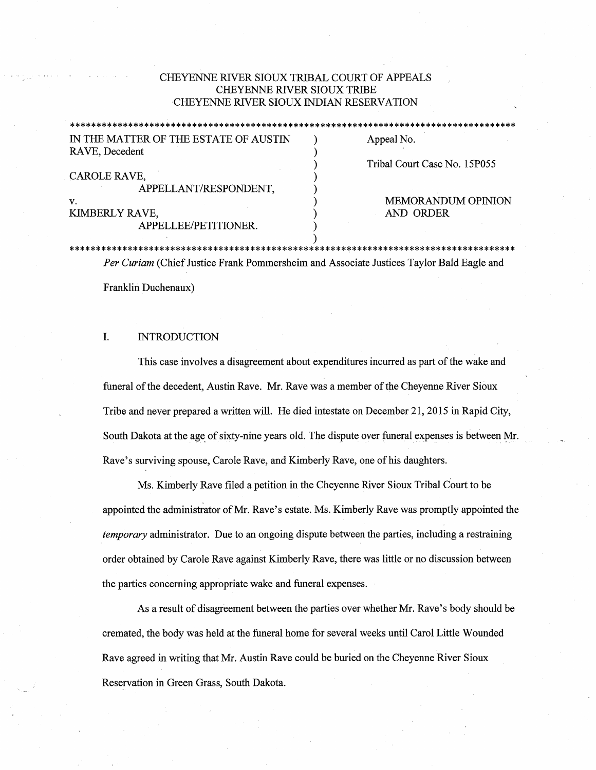CHEYENNE RIVER SIOUX TRIBAL COURT OF APPEALS
CHEYENNE RIVER SIOUX TRIBE
CHEYENNE RIVER SIOUX INDIAN RESERVATION

*************************************************************************************

| | |
|---|---|
| IN THE MATTER OF THE ESTATE OF AUSTIN RAVE, Decedent | Appeal No. |
| | Tribal Court Case No. 15P055 |
| CAROLE RAVE, APPELLANT/RESPONDENT, | |
| v. | MEMORANDUM OPINION AND ORDER |
| KIMBERLY RAVE, APPELLEE/PETITIONER. | |

*************************************************************************************

*Per Curiam* (Chief Justice Frank Pommersheim and Associate Justices Taylor Bald Eagle and Franklin Duchenaux)

## I. INTRODUCTION

This case involves a disagreement about expenditures incurred as part of the wake and funeral of the decedent, Austin Rave. Mr. Rave was a member of the Cheyenne River Sioux Tribe and never prepared a written will. He died intestate on December 21, 2015 in Rapid City, South Dakota at the age of sixty-nine years old. The dispute over funeral expenses is between Mr. Rave's surviving spouse, Carole Rave, and Kimberly Rave, one of his daughters.

Ms. Kimberly Rave filed a petition in the Cheyenne River Sioux Tribal Court to be appointed the administrator of Mr. Rave's estate. Ms. Kimberly Rave was promptly appointed the *temporary* administrator. Due to an ongoing dispute between the parties, including a restraining order obtained by Carole Rave against Kimberly Rave, there was little or no discussion between the parties concerning appropriate wake and funeral expenses.

As a result of disagreement between the parties over whether Mr. Rave's body should be cremated, the body was held at the funeral home for several weeks until Carol Little Wounded Rave agreed in writing that Mr. Austin Rave could be buried on the Cheyenne River Sioux Reservation in Green Grass, South Dakota.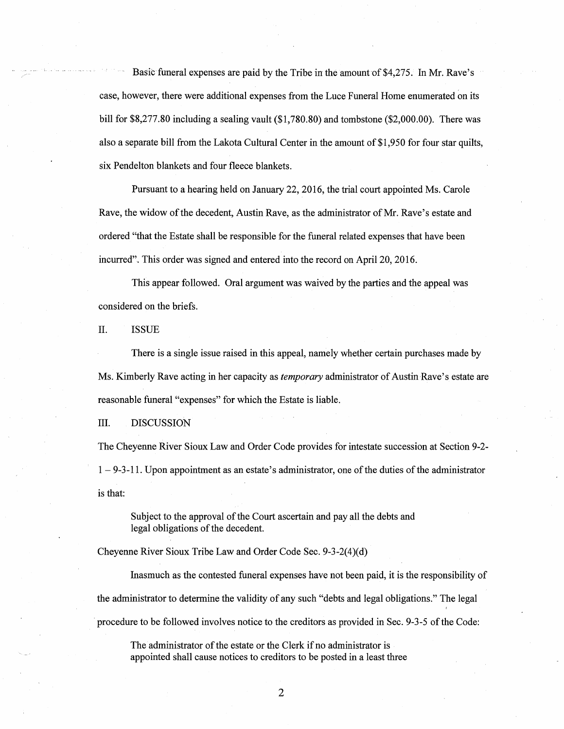Basic funeral expenses are paid by the Tribe in the amount of $4,275. In Mr. Rave's case, however, there were additional expenses from the Luce Funeral Home enumerated on its bill for $8,277.80 including a sealing vault ($1,780.80) and tombstone ($2,000.00). There was also a separate bill from the Lakota Cultural Center in the amount of $1,950 for four star quilts, six Pendelton blankets and four fleece blankets.

Pursuant to a hearing held on January 22, 2016, the trial court appointed Ms. Carole Rave, the widow of the decedent, Austin Rave, as the administrator of Mr. Rave's estate and ordered "that the Estate shall be responsible for the funeral related expenses that have been incurred". This order was signed and entered into the record on April 20, 2016.

This appear followed. Oral argument was waived by the parties and the appeal was considered on the briefs.

## II. ISSUE

There is a single issue raised in this appeal, namely whether certain purchases made by Ms. Kimberly Rave acting in her capacity as *temporary* administrator of Austin Rave's estate are reasonable funeral "expenses" for which the Estate is liable.

## III. DISCUSSION

The Cheyenne River Sioux Law and Order Code provides for intestate succession at Section 9-2-1 – 9-3-11. Upon appointment as an estate's administrator, one of the duties of the administrator is that:

> Subject to the approval of the Court ascertain and pay all the debts and legal obligations of the decedent.

Cheyenne River Sioux Tribe Law and Order Code Sec. 9-3-2(4)(d)

Inasmuch as the contested funeral expenses have not been paid, it is the responsibility of the administrator to determine the validity of any such "debts and legal obligations." The legal procedure to be followed involves notice to the creditors as provided in Sec. 9-3-5 of the Code:

> The administrator of the estate or the Clerk if no administrator is appointed shall cause notices to creditors to be posted in a least three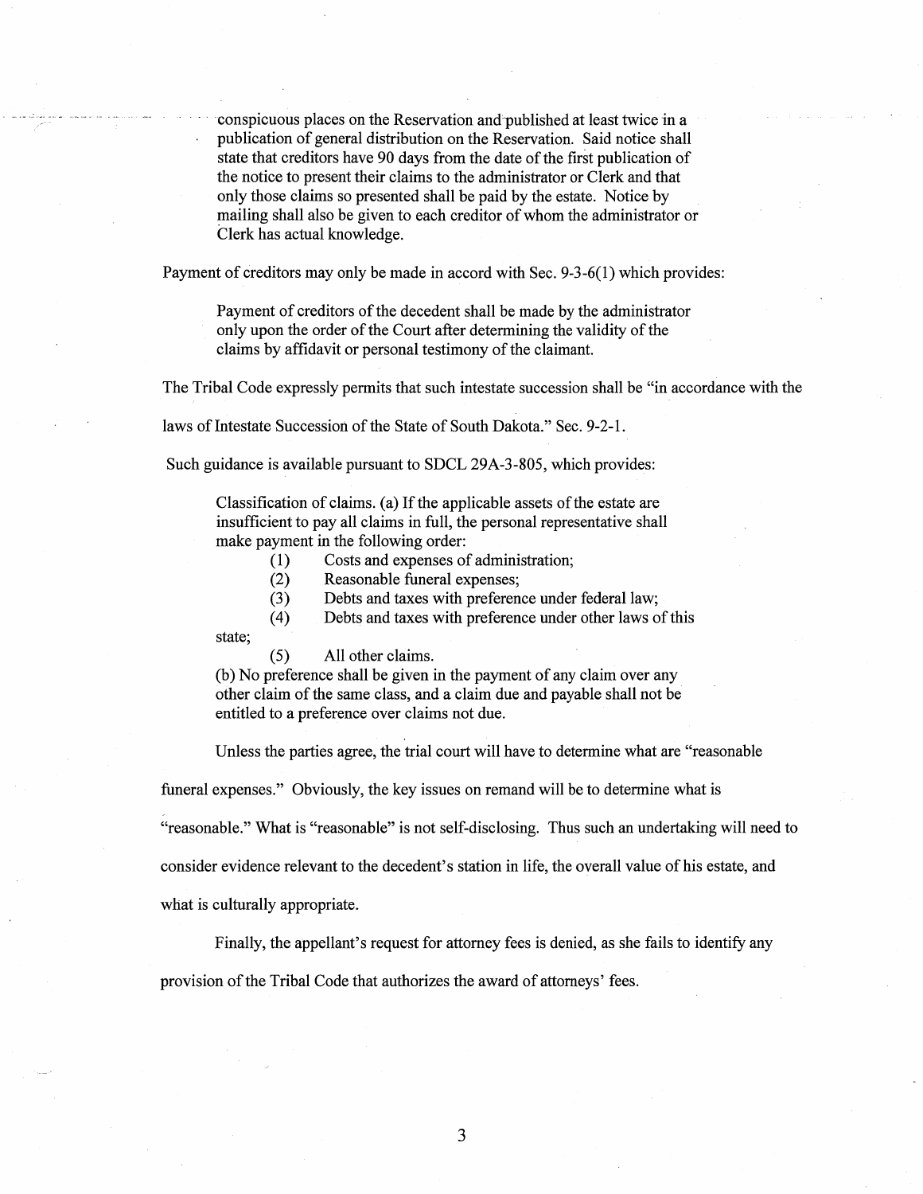> conspicuous places on the Reservation and published at least twice in a publication of general distribution on the Reservation. Said notice shall state that creditors have 90 days from the date of the first publication of the notice to present their claims to the administrator or Clerk and that only those claims so presented shall be paid by the estate. Notice by mailing shall also be given to each creditor of whom the administrator or Clerk has actual knowledge.

Payment of creditors may only be made in accord with Sec. 9-3-6(1) which provides:

> Payment of creditors of the decedent shall be made by the administrator only upon the order of the Court after determining the validity of the claims by affidavit or personal testimony of the claimant.

The Tribal Code expressly permits that such intestate succession shall be "in accordance with the laws of Intestate Succession of the State of South Dakota." Sec. 9-2-1.

Such guidance is available pursuant to SDCL 29A-3-805, which provides:

> Classification of claims. (a) If the applicable assets of the estate are insufficient to pay all claims in full, the personal representative shall make payment in the following order:
>
> (1) Costs and expenses of administration;
>
> (2) Reasonable funeral expenses;
>
> (3) Debts and taxes with preference under federal law;
>
> (4) Debts and taxes with preference under other laws of this state;
>
> (5) All other claims.
>
> (b) No preference shall be given in the payment of any claim over any other claim of the same class, and a claim due and payable shall not be entitled to a preference over claims not due.

Unless the parties agree, the trial court will have to determine what are "reasonable funeral expenses." Obviously, the key issues on remand will be to determine what is "reasonable." What is "reasonable" is not self-disclosing. Thus such an undertaking will need to consider evidence relevant to the decedent's station in life, the overall value of his estate, and what is culturally appropriate.

Finally, the appellant's request for attorney fees is denied, as she fails to identify any provision of the Tribal Code that authorizes the award of attorneys' fees.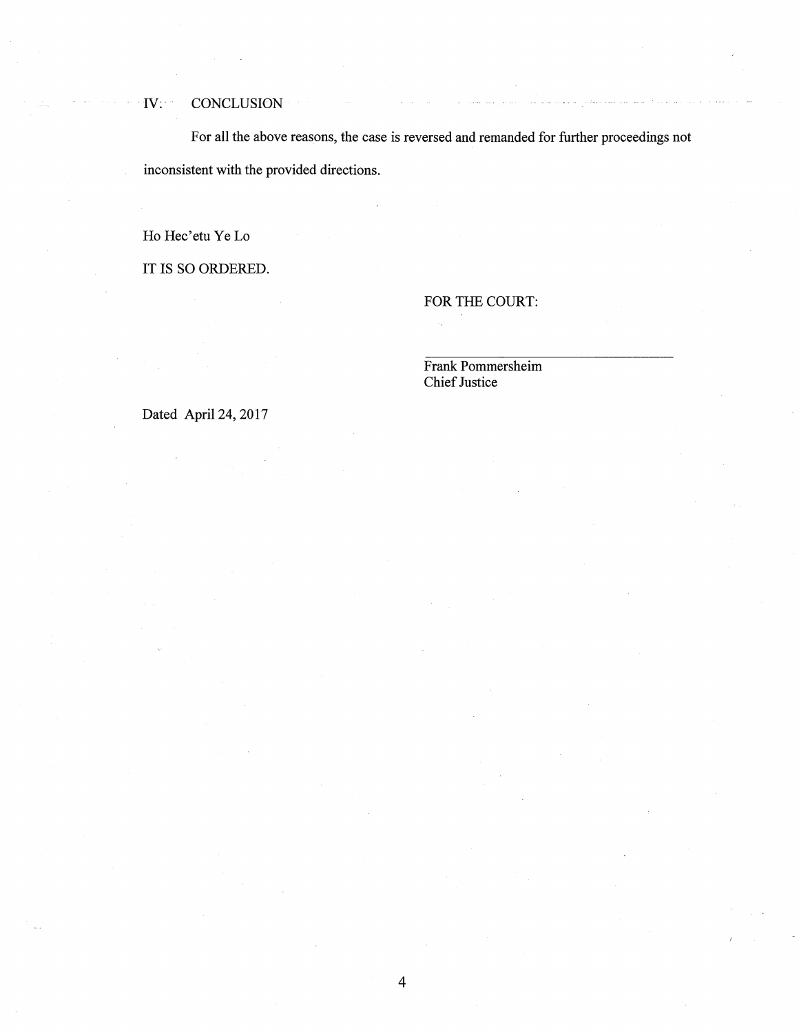## IV. CONCLUSION

For all the above reasons, the case is reversed and remanded for further proceedings not inconsistent with the provided directions.

Ho Hec'etu Ye Lo

IT IS SO ORDERED.

FOR THE COURT:

\_\_\_\_\_\_\_\_\_\_\_\_\_\_\_\_\_\_\_\_\_\_\_\_\_\_\_\_\_\_\_\_

Frank Pommersheim
Chief Justice

Dated April 24, 2017